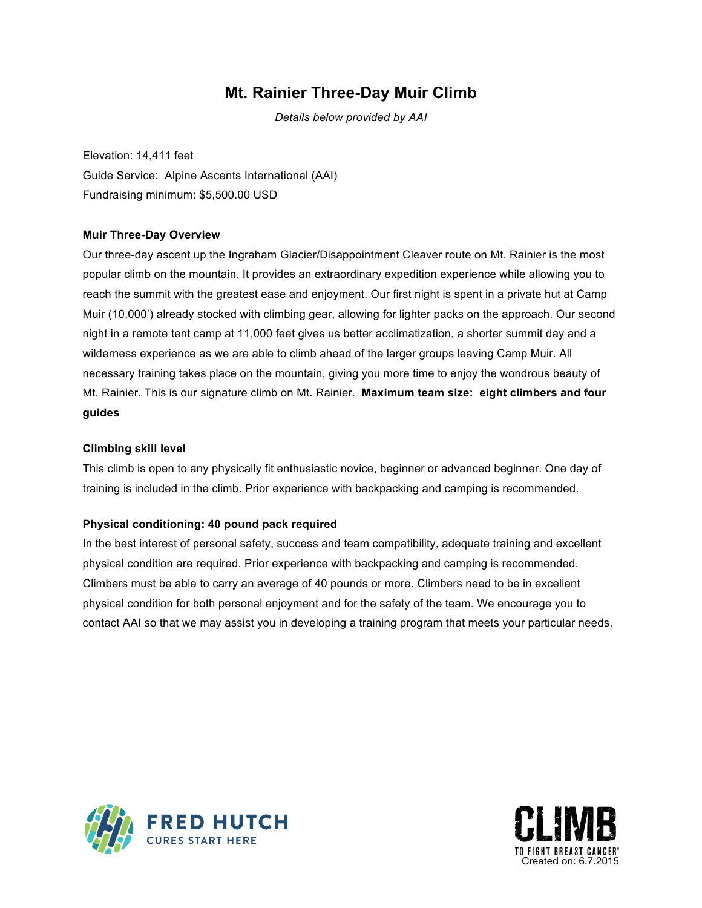# Mt. Rainier Three-Day Muir Climb

*Details below provided by AAI*

Elevation: 14,411 feet
Guide Service: Alpine Ascents International (AAI)
Fundraising minimum: $5,500.00 USD

### Muir Three-Day Overview

Our three-day ascent up the Ingraham Glacier/Disappointment Cleaver route on Mt. Rainier is the most popular climb on the mountain. It provides an extraordinary expedition experience while allowing you to reach the summit with the greatest ease and enjoyment. Our first night is spent in a private hut at Camp Muir (10,000') already stocked with climbing gear, allowing for lighter packs on the approach. Our second night in a remote tent camp at 11,000 feet gives us better acclimatization, a shorter summit day and a wilderness experience as we are able to climb ahead of the larger groups leaving Camp Muir. All necessary training takes place on the mountain, giving you more time to enjoy the wondrous beauty of Mt. Rainier. This is our signature climb on Mt. Rainier. **Maximum team size: eight climbers and four guides**

### Climbing skill level

This climb is open to any physically fit enthusiastic novice, beginner or advanced beginner. One day of training is included in the climb. Prior experience with backpacking and camping is recommended.

### Physical conditioning: 40 pound pack required

In the best interest of personal safety, success and team compatibility, adequate training and excellent physical condition are required. Prior experience with backpacking and camping is recommended. Climbers must be able to carry an average of 40 pounds or more. Climbers need to be in excellent physical condition for both personal enjoyment and for the safety of the team. We encourage you to contact AAI so that we may assist you in developing a training program that meets your particular needs.

FRED HUTCH
CURES START HERE

CLIMB
TO FIGHT BREAST CANCER®
Created on: 6.7.2015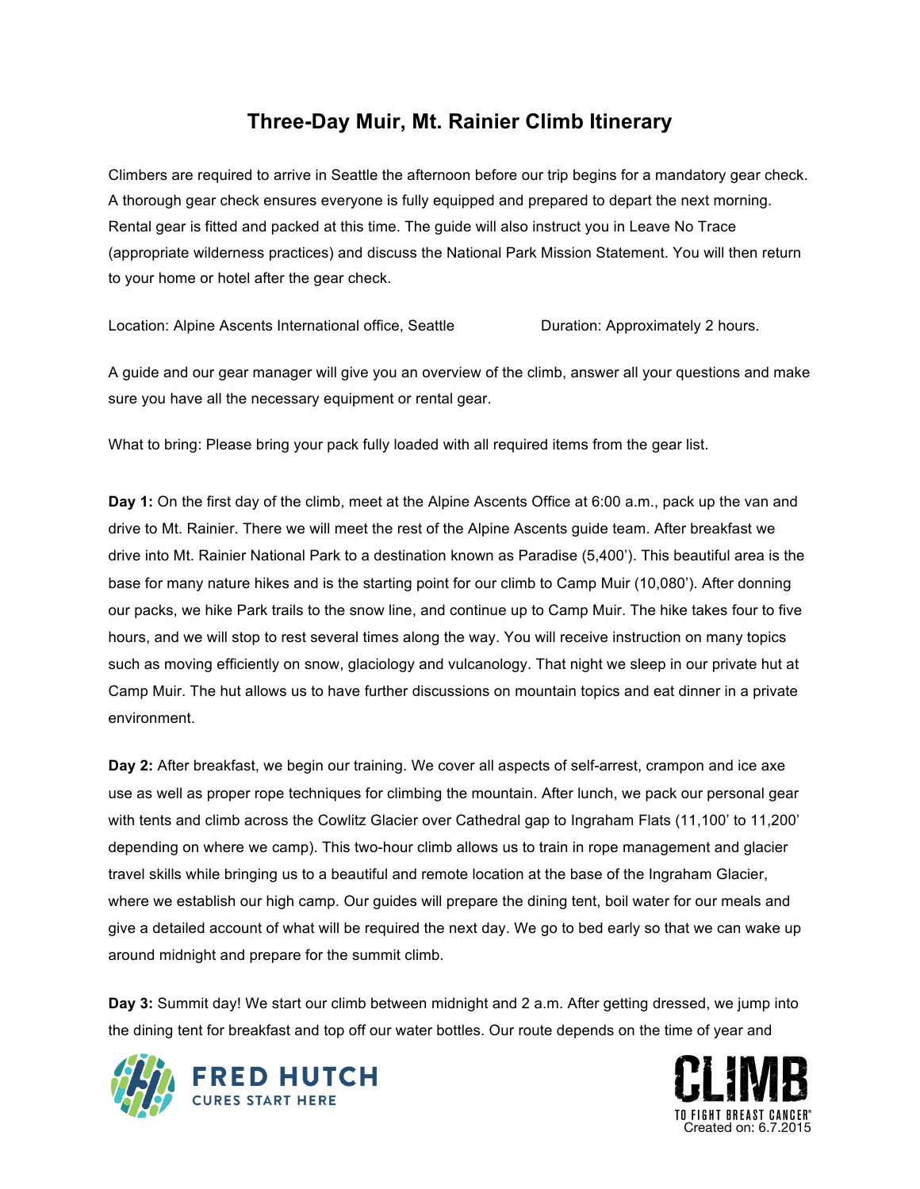# Three-Day Muir, Mt. Rainier Climb Itinerary

Climbers are required to arrive in Seattle the afternoon before our trip begins for a mandatory gear check. A thorough gear check ensures everyone is fully equipped and prepared to depart the next morning. Rental gear is fitted and packed at this time. The guide will also instruct you in Leave No Trace (appropriate wilderness practices) and discuss the National Park Mission Statement. You will then return to your home or hotel after the gear check.

Location: Alpine Ascents International office, Seattle Duration: Approximately 2 hours.

A guide and our gear manager will give you an overview of the climb, answer all your questions and make sure you have all the necessary equipment or rental gear.

What to bring: Please bring your pack fully loaded with all required items from the gear list.

**Day 1:** On the first day of the climb, meet at the Alpine Ascents Office at 6:00 a.m., pack up the van and drive to Mt. Rainier. There we will meet the rest of the Alpine Ascents guide team. After breakfast we drive into Mt. Rainier National Park to a destination known as Paradise (5,400'). This beautiful area is the base for many nature hikes and is the starting point for our climb to Camp Muir (10,080'). After donning our packs, we hike Park trails to the snow line, and continue up to Camp Muir. The hike takes four to five hours, and we will stop to rest several times along the way. You will receive instruction on many topics such as moving efficiently on snow, glaciology and vulcanology. That night we sleep in our private hut at Camp Muir. The hut allows us to have further discussions on mountain topics and eat dinner in a private environment.

**Day 2:** After breakfast, we begin our training. We cover all aspects of self-arrest, crampon and ice axe use as well as proper rope techniques for climbing the mountain. After lunch, we pack our personal gear with tents and climb across the Cowlitz Glacier over Cathedral gap to Ingraham Flats (11,100' to 11,200' depending on where we camp). This two-hour climb allows us to train in rope management and glacier travel skills while bringing us to a beautiful and remote location at the base of the Ingraham Glacier, where we establish our high camp. Our guides will prepare the dining tent, boil water for our meals and give a detailed account of what will be required the next day. We go to bed early so that we can wake up around midnight and prepare for the summit climb.

**Day 3:** Summit day! We start our climb between midnight and 2 a.m. After getting dressed, we jump into the dining tent for breakfast and top off our water bottles. Our route depends on the time of year and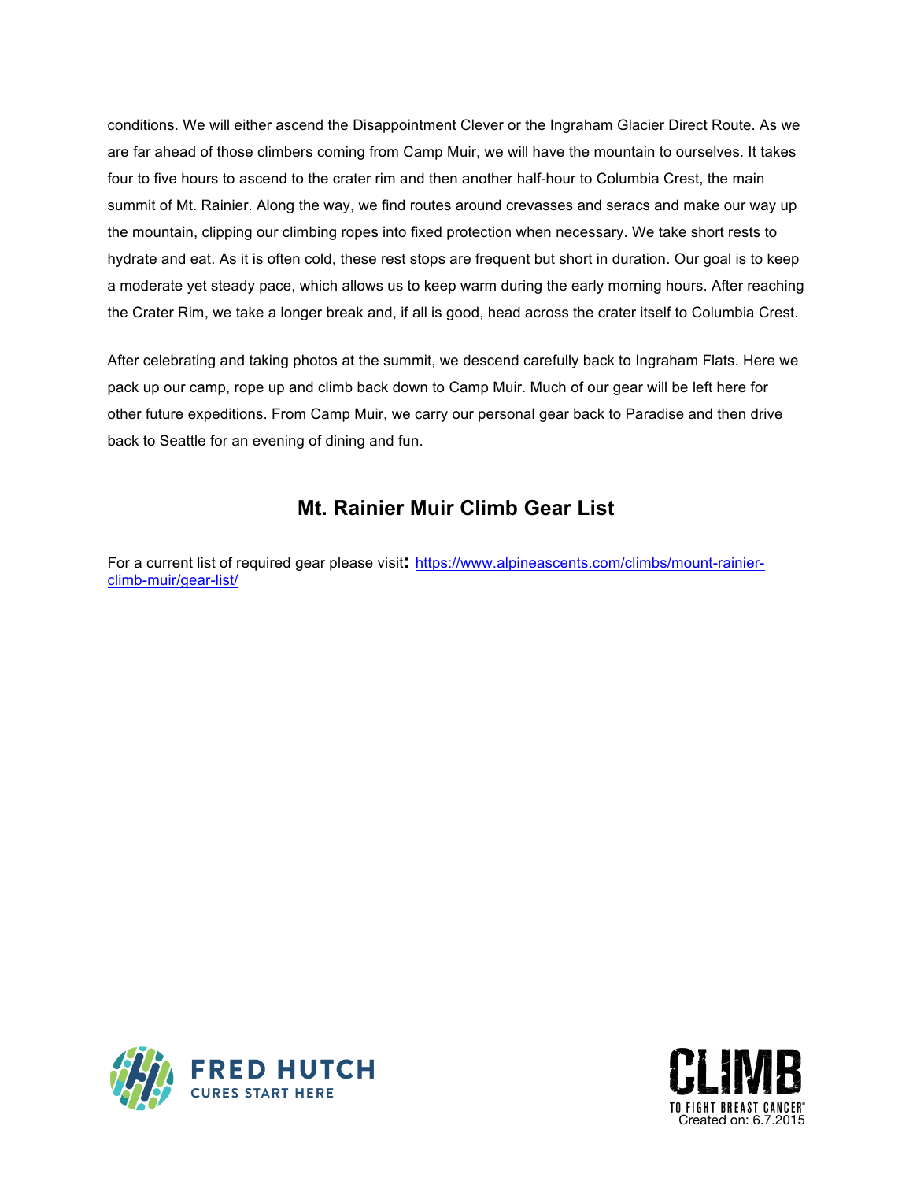conditions. We will either ascend the Disappointment Clever or the Ingraham Glacier Direct Route. As we are far ahead of those climbers coming from Camp Muir, we will have the mountain to ourselves. It takes four to five hours to ascend to the crater rim and then another half-hour to Columbia Crest, the main summit of Mt. Rainier. Along the way, we find routes around crevasses and seracs and make our way up the mountain, clipping our climbing ropes into fixed protection when necessary. We take short rests to hydrate and eat. As it is often cold, these rest stops are frequent but short in duration. Our goal is to keep a moderate yet steady pace, which allows us to keep warm during the early morning hours. After reaching the Crater Rim, we take a longer break and, if all is good, head across the crater itself to Columbia Crest.

After celebrating and taking photos at the summit, we descend carefully back to Ingraham Flats. Here we pack up our camp, rope up and climb back down to Camp Muir. Much of our gear will be left here for other future expeditions. From Camp Muir, we carry our personal gear back to Paradise and then drive back to Seattle for an evening of dining and fun.

## Mt. Rainier Muir Climb Gear List

For a current list of required gear please visit: [https://www.alpineascents.com/climbs/mount-rainier-climb-muir/gear-list/](https://www.alpineascents.com/climbs/mount-rainier-climb-muir/gear-list/)

FRED HUTCH
CURES START HERE

CLIMB
TO FIGHT BREAST CANCER®
Created on: 6.7.2015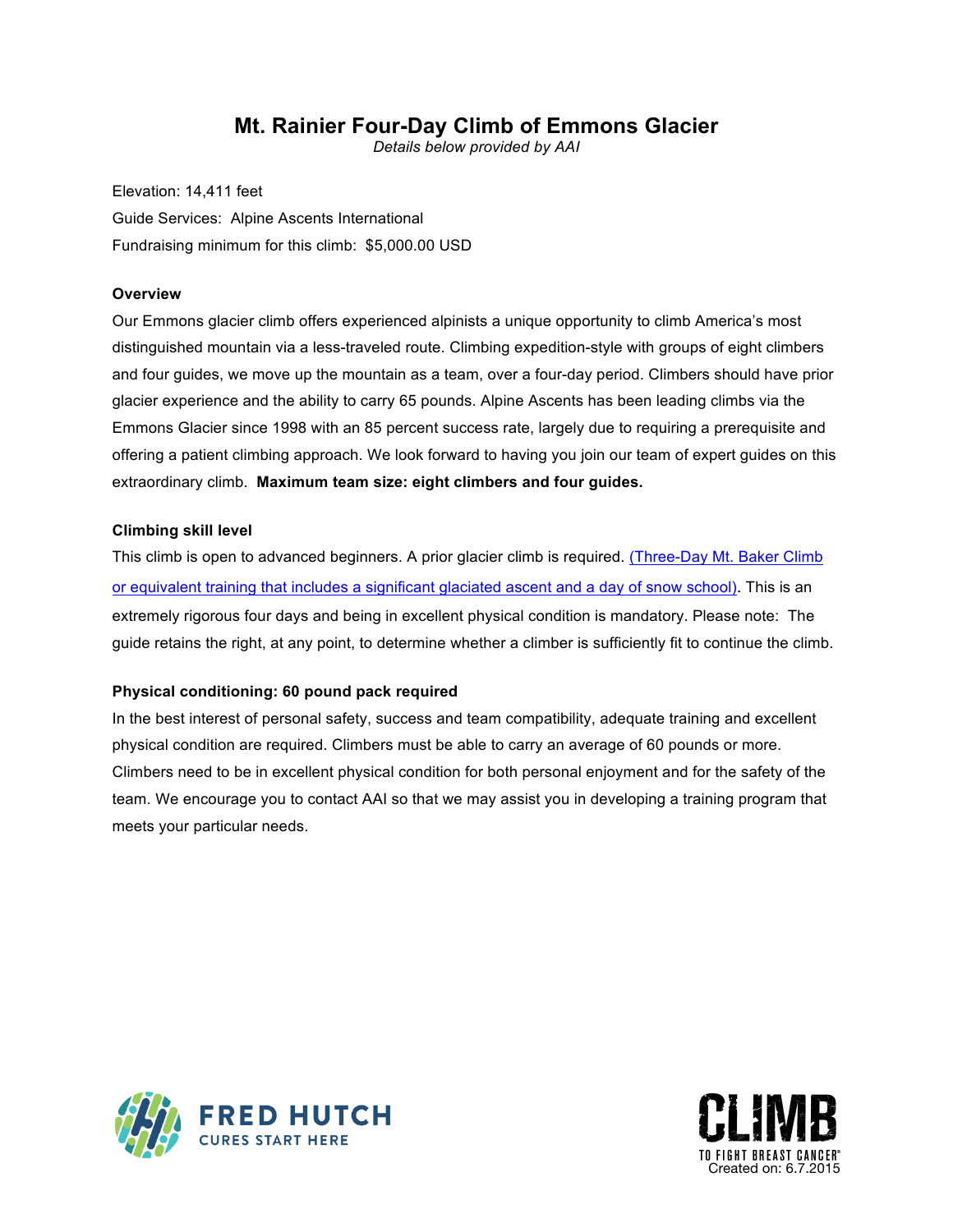# Mt. Rainier Four-Day Climb of Emmons Glacier

*Details below provided by AAI*

Elevation: 14,411 feet

Guide Services: Alpine Ascents International

Fundraising minimum for this climb: $5,000.00 USD

### Overview

Our Emmons glacier climb offers experienced alpinists a unique opportunity to climb America's most distinguished mountain via a less-traveled route. Climbing expedition-style with groups of eight climbers and four guides, we move up the mountain as a team, over a four-day period. Climbers should have prior glacier experience and the ability to carry 65 pounds. Alpine Ascents has been leading climbs via the Emmons Glacier since 1998 with an 85 percent success rate, largely due to requiring a prerequisite and offering a patient climbing approach. We look forward to having you join our team of expert guides on this extraordinary climb. **Maximum team size: eight climbers and four guides.**

### Climbing skill level

This climb is open to advanced beginners. A prior glacier climb is required. (Three-Day Mt. Baker Climb or equivalent training that includes a significant glaciated ascent and a day of snow school). This is an extremely rigorous four days and being in excellent physical condition is mandatory. Please note: The guide retains the right, at any point, to determine whether a climber is sufficiently fit to continue the climb.

### Physical conditioning: 60 pound pack required

In the best interest of personal safety, success and team compatibility, adequate training and excellent physical condition are required. Climbers must be able to carry an average of 60 pounds or more. Climbers need to be in excellent physical condition for both personal enjoyment and for the safety of the team. We encourage you to contact AAI so that we may assist you in developing a training program that meets your particular needs.

Created on: 6.7.2015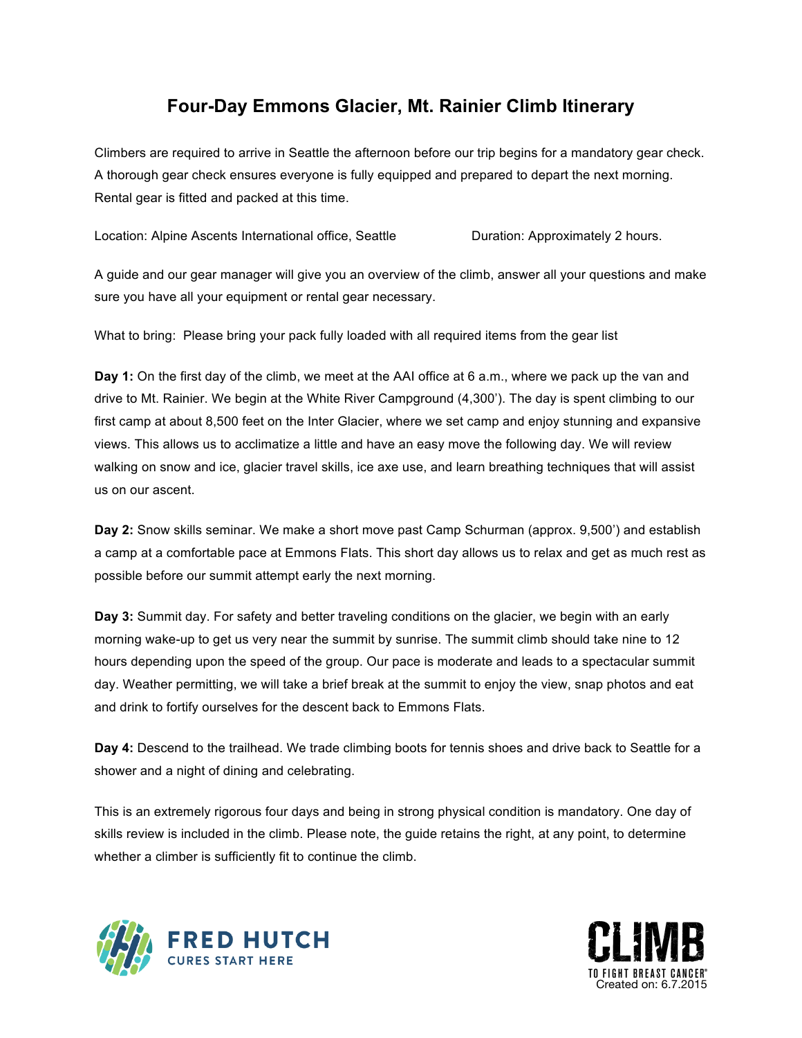# Four-Day Emmons Glacier, Mt. Rainier Climb Itinerary

Climbers are required to arrive in Seattle the afternoon before our trip begins for a mandatory gear check. A thorough gear check ensures everyone is fully equipped and prepared to depart the next morning. Rental gear is fitted and packed at this time.

Location: Alpine Ascents International office, Seattle Duration: Approximately 2 hours.

A guide and our gear manager will give you an overview of the climb, answer all your questions and make sure you have all your equipment or rental gear necessary.

What to bring: Please bring your pack fully loaded with all required items from the gear list

**Day 1:** On the first day of the climb, we meet at the AAI office at 6 a.m., where we pack up the van and drive to Mt. Rainier. We begin at the White River Campground (4,300'). The day is spent climbing to our first camp at about 8,500 feet on the Inter Glacier, where we set camp and enjoy stunning and expansive views. This allows us to acclimatize a little and have an easy move the following day. We will review walking on snow and ice, glacier travel skills, ice axe use, and learn breathing techniques that will assist us on our ascent.

**Day 2:** Snow skills seminar. We make a short move past Camp Schurman (approx. 9,500') and establish a camp at a comfortable pace at Emmons Flats. This short day allows us to relax and get as much rest as possible before our summit attempt early the next morning.

**Day 3:** Summit day. For safety and better traveling conditions on the glacier, we begin with an early morning wake-up to get us very near the summit by sunrise. The summit climb should take nine to 12 hours depending upon the speed of the group. Our pace is moderate and leads to a spectacular summit day. Weather permitting, we will take a brief break at the summit to enjoy the view, snap photos and eat and drink to fortify ourselves for the descent back to Emmons Flats.

**Day 4:** Descend to the trailhead. We trade climbing boots for tennis shoes and drive back to Seattle for a shower and a night of dining and celebrating.

This is an extremely rigorous four days and being in strong physical condition is mandatory. One day of skills review is included in the climb. Please note, the guide retains the right, at any point, to determine whether a climber is sufficiently fit to continue the climb.

FRED HUTCH
CURES START HERE

CLIMB
TO FIGHT BREAST CANCER®
Created on: 6.7.2015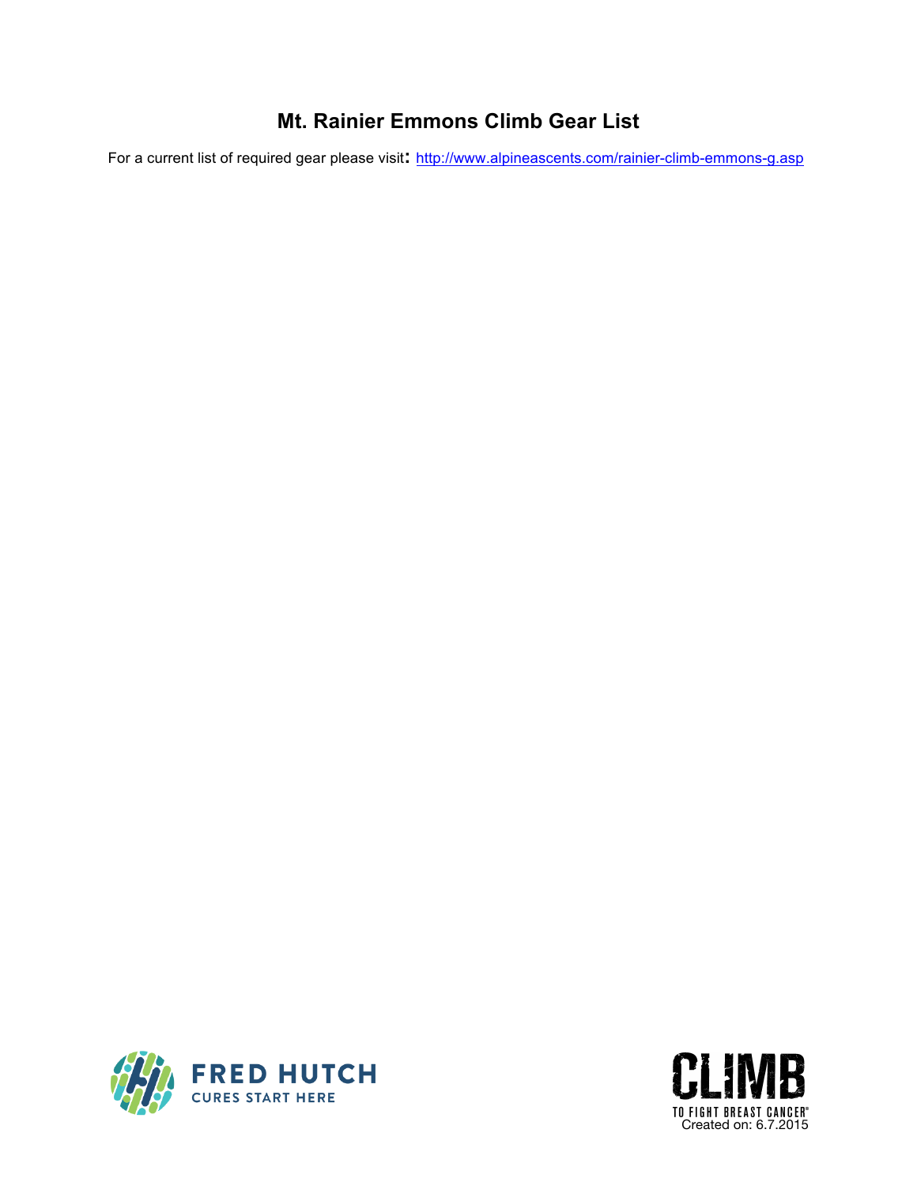# Mt. Rainier Emmons Climb Gear List

For a current list of required gear please visit: http://www.alpineascents.com/rainier-climb-emmons-g.asp

FRED HUTCH
CURES START HERE

CLIMB
TO FIGHT BREAST CANCER®
Created on: 6.7.2015